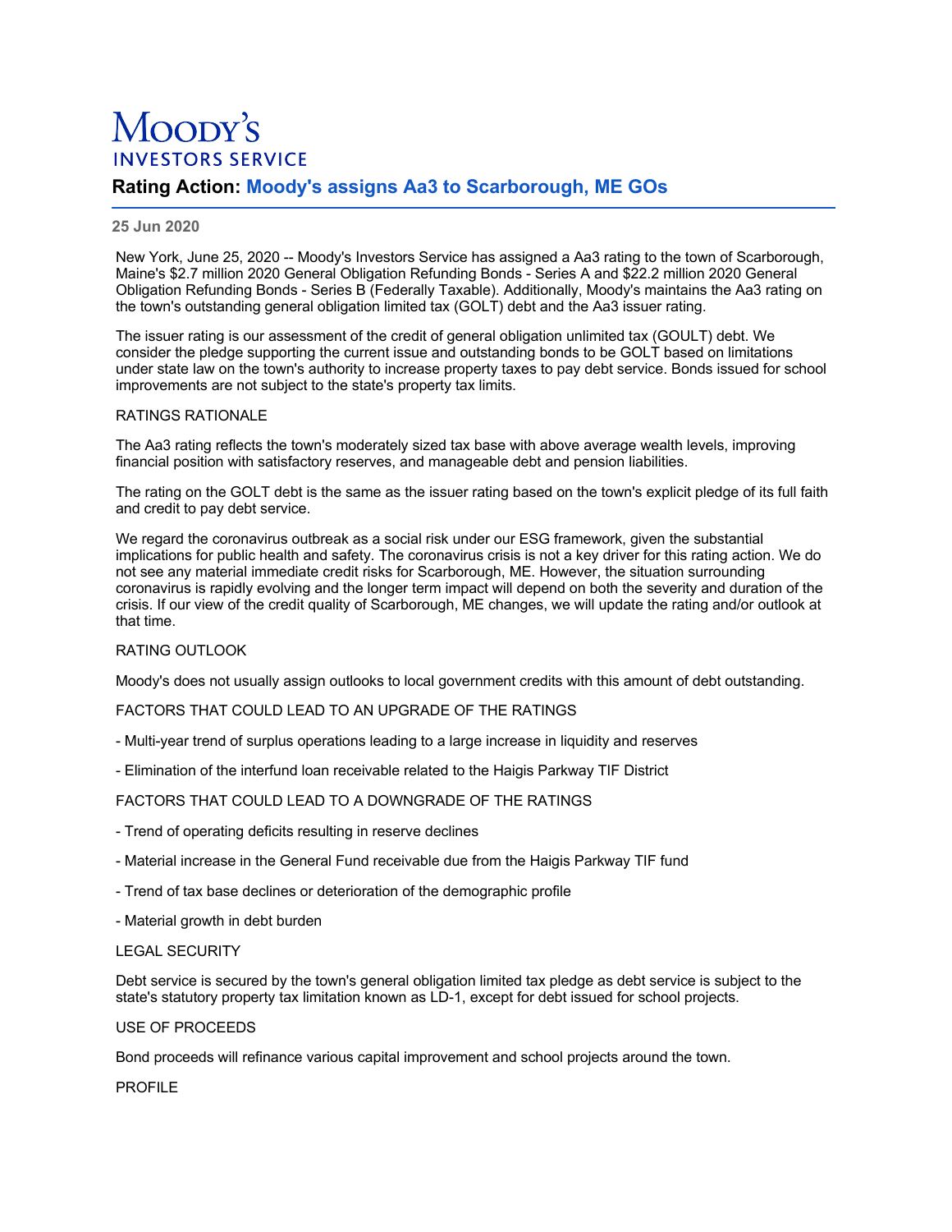# Moody's Investors Service

## Rating Action: Moody's assigns Aa3 to Scarborough, ME GOs

**25 Jun 2020**

New York, June 25, 2020 -- Moody's Investors Service has assigned a Aa3 rating to the town of Scarborough, Maine's $2.7 million 2020 General Obligation Refunding Bonds - Series A and $22.2 million 2020 General Obligation Refunding Bonds - Series B (Federally Taxable). Additionally, Moody's maintains the Aa3 rating on the town's outstanding general obligation limited tax (GOLT) debt and the Aa3 issuer rating.

The issuer rating is our assessment of the credit of general obligation unlimited tax (GOULT) debt. We consider the pledge supporting the current issue and outstanding bonds to be GOLT based on limitations under state law on the town's authority to increase property taxes to pay debt service. Bonds issued for school improvements are not subject to the state's property tax limits.

RATINGS RATIONALE

The Aa3 rating reflects the town's moderately sized tax base with above average wealth levels, improving financial position with satisfactory reserves, and manageable debt and pension liabilities.

The rating on the GOLT debt is the same as the issuer rating based on the town's explicit pledge of its full faith and credit to pay debt service.

We regard the coronavirus outbreak as a social risk under our ESG framework, given the substantial implications for public health and safety. The coronavirus crisis is not a key driver for this rating action. We do not see any material immediate credit risks for Scarborough, ME. However, the situation surrounding coronavirus is rapidly evolving and the longer term impact will depend on both the severity and duration of the crisis. If our view of the credit quality of Scarborough, ME changes, we will update the rating and/or outlook at that time.

RATING OUTLOOK

Moody's does not usually assign outlooks to local government credits with this amount of debt outstanding.

FACTORS THAT COULD LEAD TO AN UPGRADE OF THE RATINGS

- Multi-year trend of surplus operations leading to a large increase in liquidity and reserves

- Elimination of the interfund loan receivable related to the Haigis Parkway TIF District

FACTORS THAT COULD LEAD TO A DOWNGRADE OF THE RATINGS

- Trend of operating deficits resulting in reserve declines

- Material increase in the General Fund receivable due from the Haigis Parkway TIF fund

- Trend of tax base declines or deterioration of the demographic profile

- Material growth in debt burden

LEGAL SECURITY

Debt service is secured by the town's general obligation limited tax pledge as debt service is subject to the state's statutory property tax limitation known as LD-1, except for debt issued for school projects.

USE OF PROCEEDS

Bond proceeds will refinance various capital improvement and school projects around the town.

PROFILE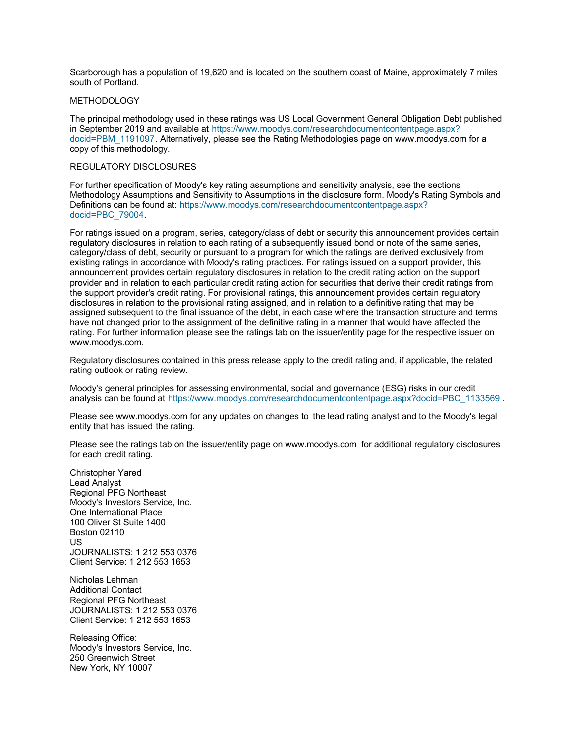Scarborough has a population of 19,620 and is located on the southern coast of Maine, approximately 7 miles south of Portland.

METHODOLOGY

The principal methodology used in these ratings was US Local Government General Obligation Debt published in September 2019 and available at https://www.moodys.com/researchdocumentcontentpage.aspx?docid=PBM_1191097. Alternatively, please see the Rating Methodologies page on www.moodys.com for a copy of this methodology.

REGULATORY DISCLOSURES

For further specification of Moody's key rating assumptions and sensitivity analysis, see the sections Methodology Assumptions and Sensitivity to Assumptions in the disclosure form. Moody's Rating Symbols and Definitions can be found at: https://www.moodys.com/researchdocumentcontentpage.aspx?docid=PBC_79004.

For ratings issued on a program, series, category/class of debt or security this announcement provides certain regulatory disclosures in relation to each rating of a subsequently issued bond or note of the same series, category/class of debt, security or pursuant to a program for which the ratings are derived exclusively from existing ratings in accordance with Moody's rating practices. For ratings issued on a support provider, this announcement provides certain regulatory disclosures in relation to the credit rating action on the support provider and in relation to each particular credit rating action for securities that derive their credit ratings from the support provider's credit rating. For provisional ratings, this announcement provides certain regulatory disclosures in relation to the provisional rating assigned, and in relation to a definitive rating that may be assigned subsequent to the final issuance of the debt, in each case where the transaction structure and terms have not changed prior to the assignment of the definitive rating in a manner that would have affected the rating. For further information please see the ratings tab on the issuer/entity page for the respective issuer on www.moodys.com.

Regulatory disclosures contained in this press release apply to the credit rating and, if applicable, the related rating outlook or rating review.

Moody's general principles for assessing environmental, social and governance (ESG) risks in our credit analysis can be found at https://www.moodys.com/researchdocumentcontentpage.aspx?docid=PBC_1133569 .

Please see www.moodys.com for any updates on changes to the lead rating analyst and to the Moody's legal entity that has issued the rating.

Please see the ratings tab on the issuer/entity page on www.moodys.com for additional regulatory disclosures for each credit rating.

Christopher Yared
Lead Analyst
Regional PFG Northeast
Moody's Investors Service, Inc.
One International Place
100 Oliver St Suite 1400
Boston 02110
US
JOURNALISTS: 1 212 553 0376
Client Service: 1 212 553 1653

Nicholas Lehman
Additional Contact
Regional PFG Northeast
JOURNALISTS: 1 212 553 0376
Client Service: 1 212 553 1653

Releasing Office:
Moody's Investors Service, Inc.
250 Greenwich Street
New York, NY 10007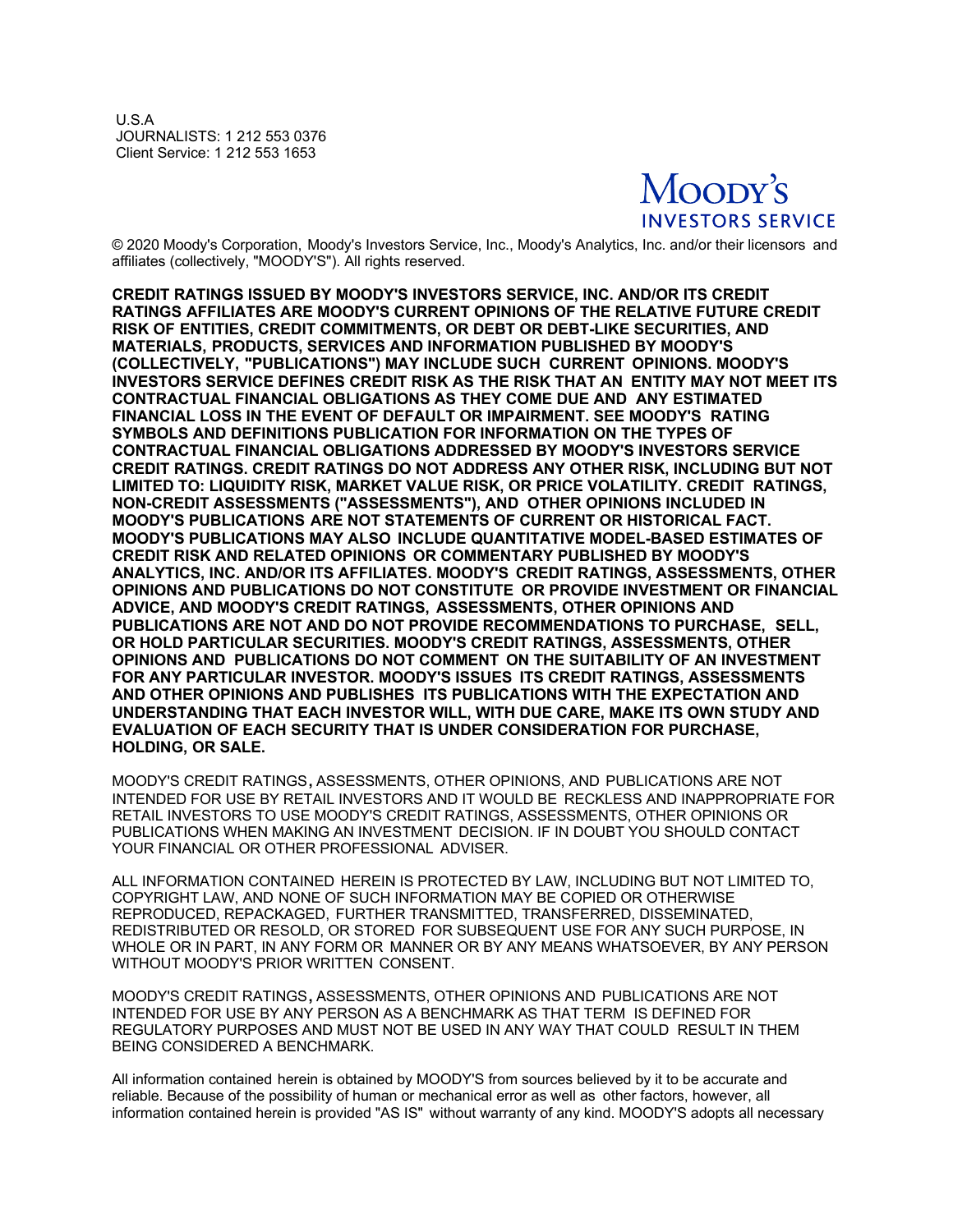U.S.A
JOURNALISTS: 1 212 553 0376
Client Service: 1 212 553 1653

Moody's
INVESTORS SERVICE

© 2020 Moody's Corporation, Moody's Investors Service, Inc., Moody's Analytics, Inc. and/or their licensors and affiliates (collectively, "MOODY'S"). All rights reserved.

**CREDIT RATINGS ISSUED BY MOODY'S INVESTORS SERVICE, INC. AND/OR ITS CREDIT RATINGS AFFILIATES ARE MOODY'S CURRENT OPINIONS OF THE RELATIVE FUTURE CREDIT RISK OF ENTITIES, CREDIT COMMITMENTS, OR DEBT OR DEBT-LIKE SECURITIES, AND MATERIALS, PRODUCTS, SERVICES AND INFORMATION PUBLISHED BY MOODY'S (COLLECTIVELY, "PUBLICATIONS") MAY INCLUDE SUCH CURRENT OPINIONS. MOODY'S INVESTORS SERVICE DEFINES CREDIT RISK AS THE RISK THAT AN ENTITY MAY NOT MEET ITS CONTRACTUAL FINANCIAL OBLIGATIONS AS THEY COME DUE AND ANY ESTIMATED FINANCIAL LOSS IN THE EVENT OF DEFAULT OR IMPAIRMENT. SEE MOODY'S RATING SYMBOLS AND DEFINITIONS PUBLICATION FOR INFORMATION ON THE TYPES OF CONTRACTUAL FINANCIAL OBLIGATIONS ADDRESSED BY MOODY'S INVESTORS SERVICE CREDIT RATINGS. CREDIT RATINGS DO NOT ADDRESS ANY OTHER RISK, INCLUDING BUT NOT LIMITED TO: LIQUIDITY RISK, MARKET VALUE RISK, OR PRICE VOLATILITY. CREDIT RATINGS, NON-CREDIT ASSESSMENTS ("ASSESSMENTS"), AND OTHER OPINIONS INCLUDED IN MOODY'S PUBLICATIONS ARE NOT STATEMENTS OF CURRENT OR HISTORICAL FACT. MOODY'S PUBLICATIONS MAY ALSO INCLUDE QUANTITATIVE MODEL-BASED ESTIMATES OF CREDIT RISK AND RELATED OPINIONS OR COMMENTARY PUBLISHED BY MOODY'S ANALYTICS, INC. AND/OR ITS AFFILIATES. MOODY'S CREDIT RATINGS, ASSESSMENTS, OTHER OPINIONS AND PUBLICATIONS DO NOT CONSTITUTE OR PROVIDE INVESTMENT OR FINANCIAL ADVICE, AND MOODY'S CREDIT RATINGS, ASSESSMENTS, OTHER OPINIONS AND PUBLICATIONS ARE NOT AND DO NOT PROVIDE RECOMMENDATIONS TO PURCHASE, SELL, OR HOLD PARTICULAR SECURITIES. MOODY'S CREDIT RATINGS, ASSESSMENTS, OTHER OPINIONS AND PUBLICATIONS DO NOT COMMENT ON THE SUITABILITY OF AN INVESTMENT FOR ANY PARTICULAR INVESTOR. MOODY'S ISSUES ITS CREDIT RATINGS, ASSESSMENTS AND OTHER OPINIONS AND PUBLISHES ITS PUBLICATIONS WITH THE EXPECTATION AND UNDERSTANDING THAT EACH INVESTOR WILL, WITH DUE CARE, MAKE ITS OWN STUDY AND EVALUATION OF EACH SECURITY THAT IS UNDER CONSIDERATION FOR PURCHASE, HOLDING, OR SALE.**

MOODY'S CREDIT RATINGS, ASSESSMENTS, OTHER OPINIONS, AND PUBLICATIONS ARE NOT INTENDED FOR USE BY RETAIL INVESTORS AND IT WOULD BE RECKLESS AND INAPPROPRIATE FOR RETAIL INVESTORS TO USE MOODY'S CREDIT RATINGS, ASSESSMENTS, OTHER OPINIONS OR PUBLICATIONS WHEN MAKING AN INVESTMENT DECISION. IF IN DOUBT YOU SHOULD CONTACT YOUR FINANCIAL OR OTHER PROFESSIONAL ADVISER.

ALL INFORMATION CONTAINED HEREIN IS PROTECTED BY LAW, INCLUDING BUT NOT LIMITED TO, COPYRIGHT LAW, AND NONE OF SUCH INFORMATION MAY BE COPIED OR OTHERWISE REPRODUCED, REPACKAGED, FURTHER TRANSMITTED, TRANSFERRED, DISSEMINATED, REDISTRIBUTED OR RESOLD, OR STORED FOR SUBSEQUENT USE FOR ANY SUCH PURPOSE, IN WHOLE OR IN PART, IN ANY FORM OR MANNER OR BY ANY MEANS WHATSOEVER, BY ANY PERSON WITHOUT MOODY'S PRIOR WRITTEN CONSENT.

MOODY'S CREDIT RATINGS, ASSESSMENTS, OTHER OPINIONS AND PUBLICATIONS ARE NOT INTENDED FOR USE BY ANY PERSON AS A BENCHMARK AS THAT TERM IS DEFINED FOR REGULATORY PURPOSES AND MUST NOT BE USED IN ANY WAY THAT COULD RESULT IN THEM BEING CONSIDERED A BENCHMARK.

All information contained herein is obtained by MOODY'S from sources believed by it to be accurate and reliable. Because of the possibility of human or mechanical error as well as other factors, however, all information contained herein is provided "AS IS" without warranty of any kind. MOODY'S adopts all necessary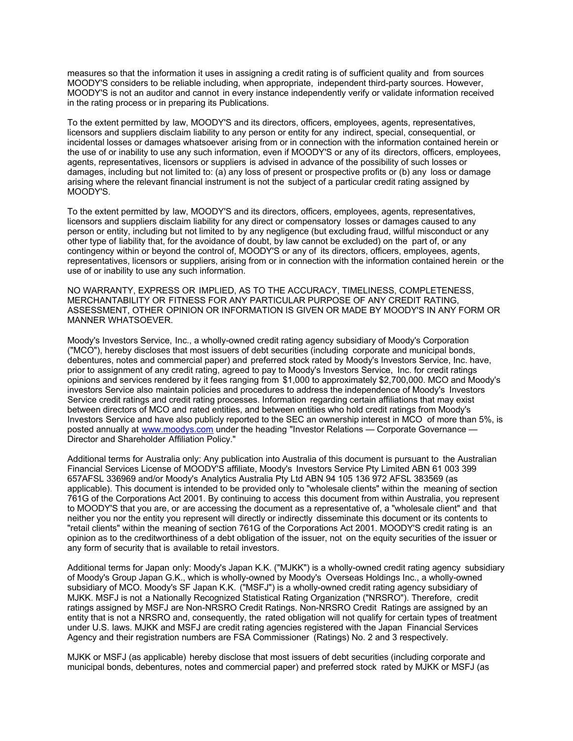measures so that the information it uses in assigning a credit rating is of sufficient quality and from sources MOODY'S considers to be reliable including, when appropriate, independent third-party sources. However, MOODY'S is not an auditor and cannot in every instance independently verify or validate information received in the rating process or in preparing its Publications.

To the extent permitted by law, MOODY'S and its directors, officers, employees, agents, representatives, licensors and suppliers disclaim liability to any person or entity for any indirect, special, consequential, or incidental losses or damages whatsoever arising from or in connection with the information contained herein or the use of or inability to use any such information, even if MOODY'S or any of its directors, officers, employees, agents, representatives, licensors or suppliers is advised in advance of the possibility of such losses or damages, including but not limited to: (a) any loss of present or prospective profits or (b) any loss or damage arising where the relevant financial instrument is not the subject of a particular credit rating assigned by MOODY'S.

To the extent permitted by law, MOODY'S and its directors, officers, employees, agents, representatives, licensors and suppliers disclaim liability for any direct or compensatory losses or damages caused to any person or entity, including but not limited to by any negligence (but excluding fraud, willful misconduct or any other type of liability that, for the avoidance of doubt, by law cannot be excluded) on the part of, or any contingency within or beyond the control of, MOODY'S or any of its directors, officers, employees, agents, representatives, licensors or suppliers, arising from or in connection with the information contained herein or the use of or inability to use any such information.

NO WARRANTY, EXPRESS OR IMPLIED, AS TO THE ACCURACY, TIMELINESS, COMPLETENESS, MERCHANTABILITY OR FITNESS FOR ANY PARTICULAR PURPOSE OF ANY CREDIT RATING, ASSESSMENT, OTHER OPINION OR INFORMATION IS GIVEN OR MADE BY MOODY'S IN ANY FORM OR MANNER WHATSOEVER.

Moody's Investors Service, Inc., a wholly-owned credit rating agency subsidiary of Moody's Corporation ("MCO"), hereby discloses that most issuers of debt securities (including corporate and municipal bonds, debentures, notes and commercial paper) and preferred stock rated by Moody's Investors Service, Inc. have, prior to assignment of any credit rating, agreed to pay to Moody's Investors Service, Inc. for credit ratings opinions and services rendered by it fees ranging from $1,000 to approximately $2,700,000. MCO and Moody's investors Service also maintain policies and procedures to address the independence of Moody's Investors Service credit ratings and credit rating processes. Information regarding certain affiliations that may exist between directors of MCO and rated entities, and between entities who hold credit ratings from Moody's Investors Service and have also publicly reported to the SEC an ownership interest in MCO of more than 5%, is posted annually at www.moodys.com under the heading "Investor Relations — Corporate Governance — Director and Shareholder Affiliation Policy."

Additional terms for Australia only: Any publication into Australia of this document is pursuant to the Australian Financial Services License of MOODY'S affiliate, Moody's Investors Service Pty Limited ABN 61 003 399 657AFSL 336969 and/or Moody's Analytics Australia Pty Ltd ABN 94 105 136 972 AFSL 383569 (as applicable). This document is intended to be provided only to "wholesale clients" within the meaning of section 761G of the Corporations Act 2001. By continuing to access this document from within Australia, you represent to MOODY'S that you are, or are accessing the document as a representative of, a "wholesale client" and that neither you nor the entity you represent will directly or indirectly disseminate this document or its contents to "retail clients" within the meaning of section 761G of the Corporations Act 2001. MOODY'S credit rating is an opinion as to the creditworthiness of a debt obligation of the issuer, not on the equity securities of the issuer or any form of security that is available to retail investors.

Additional terms for Japan only: Moody's Japan K.K. ("MJKK") is a wholly-owned credit rating agency subsidiary of Moody's Group Japan G.K., which is wholly-owned by Moody's Overseas Holdings Inc., a wholly-owned subsidiary of MCO. Moody's SF Japan K.K. ("MSFJ") is a wholly-owned credit rating agency subsidiary of MJKK. MSFJ is not a Nationally Recognized Statistical Rating Organization ("NRSRO"). Therefore, credit ratings assigned by MSFJ are Non-NRSRO Credit Ratings. Non-NRSRO Credit Ratings are assigned by an entity that is not a NRSRO and, consequently, the rated obligation will not qualify for certain types of treatment under U.S. laws. MJKK and MSFJ are credit rating agencies registered with the Japan Financial Services Agency and their registration numbers are FSA Commissioner (Ratings) No. 2 and 3 respectively.

MJKK or MSFJ (as applicable) hereby disclose that most issuers of debt securities (including corporate and municipal bonds, debentures, notes and commercial paper) and preferred stock rated by MJKK or MSFJ (as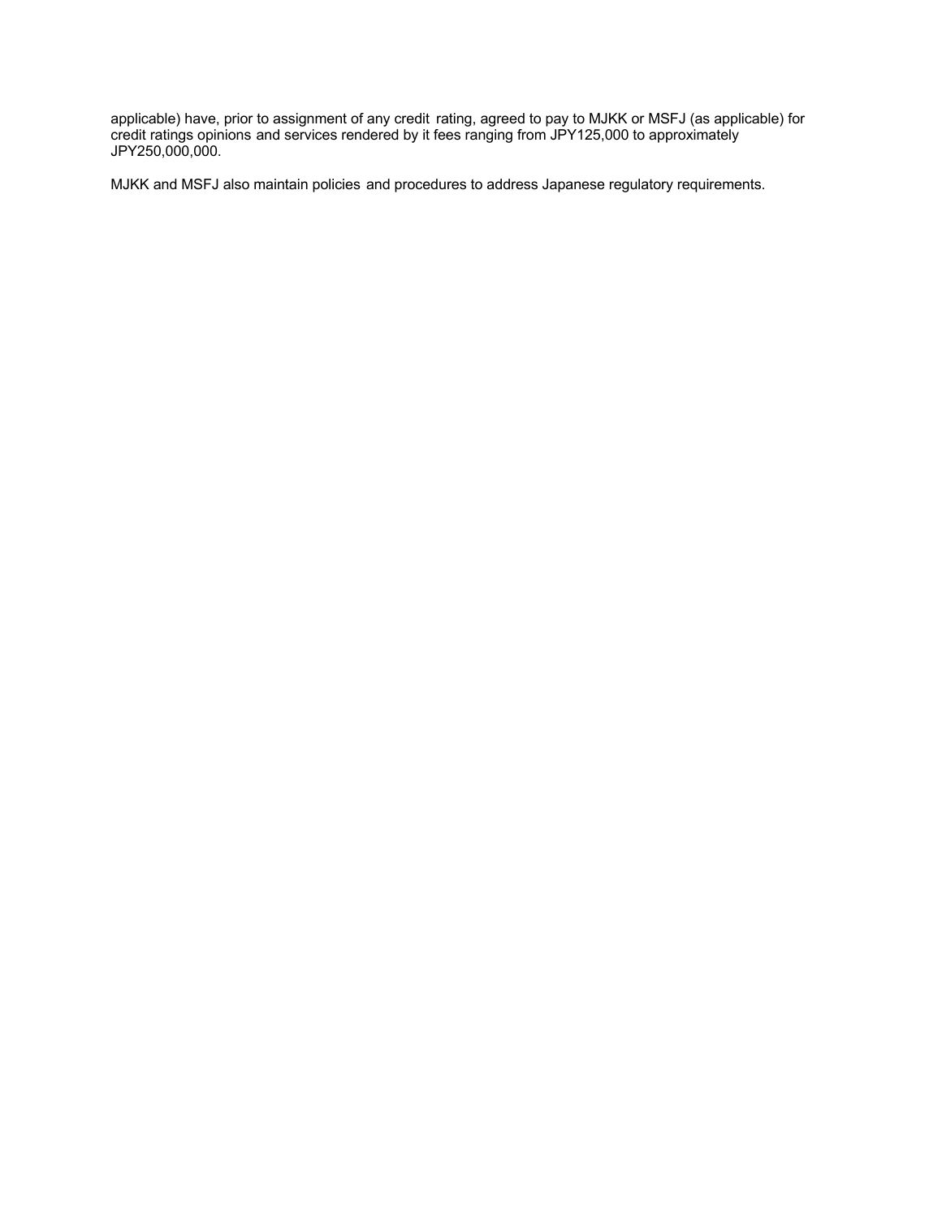applicable) have, prior to assignment of any credit rating, agreed to pay to MJKK or MSFJ (as applicable) for credit ratings opinions and services rendered by it fees ranging from JPY125,000 to approximately JPY250,000,000.

MJKK and MSFJ also maintain policies and procedures to address Japanese regulatory requirements.